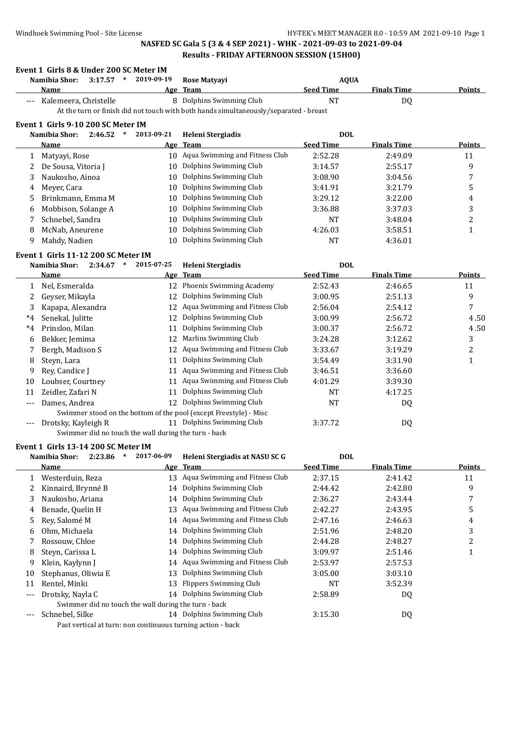## NASFED SC Gala 5 (3 & 4 SEP 2021) - WHK - 2021-09-03 to 2021-09-04

### Results - FRIDAY AFTERNOON SESSION (15H00)

#### Event 1 Girls 8 & Under 200 SC Meter IM

Namibia Shor: 3:17.57 * 2019-09-19 Rose Matyayi AQUA

| | Name | Age | Team | Seed Time | Finals Time | Points |
|---|---|---|---|---|---|---|
| --- | Kalemeera, Christelle | 8 | Dolphins Swimming Club | NT | DQ | |

At the turn or finish did not touch with both hands simultaneously/separated - breast

#### Event 1 Girls 9-10 200 SC Meter IM

Namibia Shor: 2:46.52 * 2013-09-21 Heleni Stergiadis DOL

| | Name | Age | Team | Seed Time | Finals Time | Points |
|---|---|---|---|---|---|---|
| 1 | Matyayi, Rose | 10 | Aqua Swimming and Fitness Club | 2:52.28 | 2:49.09 | 11 |
| 2 | De Sousa, Vitoria J | 10 | Dolphins Swimming Club | 3:14.57 | 2:55.17 | 9 |
| 3 | Naukosho, Ainoa | 10 | Dolphins Swimming Club | 3:08.90 | 3:04.56 | 7 |
| 4 | Meyer, Cara | 10 | Dolphins Swimming Club | 3:41.91 | 3:21.79 | 5 |
| 5 | Brinkmann, Emma M | 10 | Dolphins Swimming Club | 3:29.12 | 3:22.00 | 4 |
| 6 | Mobbison, Solange A | 10 | Dolphins Swimming Club | 3:36.88 | 3:37.03 | 3 |
| 7 | Schnebel, Sandra | 10 | Dolphins Swimming Club | NT | 3:48.04 | 2 |
| 8 | McNab, Aneurene | 10 | Dolphins Swimming Club | 4:26.03 | 3:58.51 | 1 |
| 9 | Mahdy, Nadien | 10 | Dolphins Swimming Club | NT | 4:36.01 | |

#### Event 1 Girls 11-12 200 SC Meter IM

Namibia Shor: 2:34.67 * 2015-07-25 Heleni Stergiadis DOL

| | Name | Age | Team | Seed Time | Finals Time | Points |
|---|---|---|---|---|---|---|
| 1 | Nel, Esmeralda | 12 | Phoenix Swimming Academy | 2:52.43 | 2:46.65 | 11 |
| 2 | Geyser, Mikayla | 12 | Dolphins Swimming Club | 3:00.95 | 2:51.13 | 9 |
| 3 | Kapapa, Alexandra | 12 | Aqua Swimming and Fitness Club | 2:56.04 | 2:54.12 | 7 |
| *4 | Senekal, Julitte | 12 | Dolphins Swimming Club | 3:00.99 | 2:56.72 | 4.50 |
| *4 | Prinsloo, Milan | 11 | Dolphins Swimming Club | 3:00.37 | 2:56.72 | 4.50 |
| 6 | Bekker, Jemima | 12 | Marlins Swimming Club | 3:24.28 | 3:12.62 | 3 |
| 7 | Bergh, Madison S | 12 | Aqua Swimming and Fitness Club | 3:33.67 | 3:19.29 | 2 |
| 8 | Steyn, Lara | 11 | Dolphins Swimming Club | 3:54.49 | 3:31.90 | 1 |
| 9 | Rey, Candice J | 11 | Aqua Swimming and Fitness Club | 3:46.51 | 3:36.60 | |
| 10 | Loubser, Courtney | 11 | Aqua Swimming and Fitness Club | 4:01.29 | 3:39.30 | |
| 11 | Zeidler, Zafari N | 11 | Dolphins Swimming Club | NT | 4:17.25 | |
| --- | Dames, Andrea | 12 | Dolphins Swimming Club | NT | DQ | |
| | Swimmer stood on the bottom of the pool (except Freestyle) - Misc | | | | | |
| --- | Drotsky, Kayleigh R | 11 | Dolphins Swimming Club | 3:37.72 | DQ | |
| | Swimmer did no touch the wall during the turn - back | | | | | |

#### Event 1 Girls 13-14 200 SC Meter IM

Namibia Shor: 2:23.86 * 2017-06-09 Heleni Stergiadis at NASU SC G DOL

| | Name | Age | Team | Seed Time | Finals Time | Points |
|---|---|---|---|---|---|---|
| 1 | Westerduin, Reza | 13 | Aqua Swimming and Fitness Club | 2:37.15 | 2:41.42 | 11 |
| 2 | Kinnaird, Brynné B | 14 | Dolphins Swimming Club | 2:44.42 | 2:42.80 | 9 |
| 3 | Naukosho, Ariana | 14 | Dolphins Swimming Club | 2:36.27 | 2:43.44 | 7 |
| 4 | Benade, Quelin H | 13 | Aqua Swimming and Fitness Club | 2:42.27 | 2:43.95 | 5 |
| 5 | Rey, Salomé M | 14 | Aqua Swimming and Fitness Club | 2:47.16 | 2:46.63 | 4 |
| 6 | Ohm, Michaela | 14 | Dolphins Swimming Club | 2:51.96 | 2:48.20 | 3 |
| 7 | Rossouw, Chloe | 14 | Dolphins Swimming Club | 2:44.28 | 2:48.27 | 2 |
| 8 | Steyn, Carissa L | 14 | Dolphins Swimming Club | 3:09.97 | 2:51.46 | 1 |
| 9 | Klein, Kaylynn J | 14 | Aqua Swimming and Fitness Club | 2:53.97 | 2:57.53 | |
| 10 | Stephanus, Oliwia E | 13 | Dolphins Swimming Club | 3:05.00 | 3:03.10 | |
| 11 | Rentel, Minki | 13 | Flippers Swimming Club | NT | 3:52.39 | |
| --- | Drotsky, Nayla C | 14 | Dolphins Swimming Club | 2:58.89 | DQ | |
| | Swimmer did no touch the wall during the turn - back | | | | | |
| --- | Schnebel, Silke | 14 | Dolphins Swimming Club | 3:15.30 | DQ | |
| | Past vertical at turn: non continuous turning action - back | | | | | |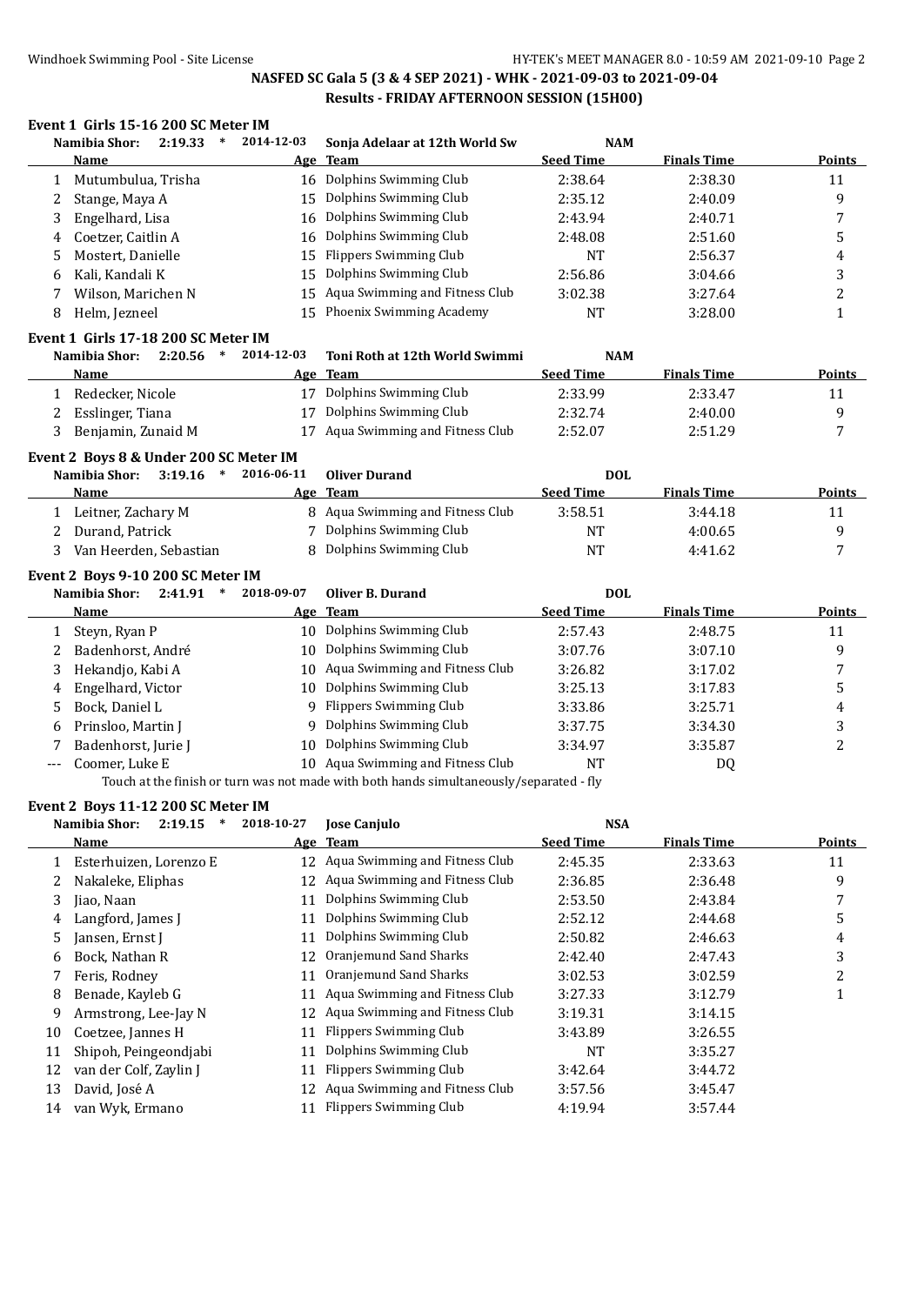## NASFED SC Gala 5 (3 & 4 SEP 2021) - WHK - 2021-09-03 to 2021-09-04

### Results - FRIDAY AFTERNOON SESSION (15H00)

#### Event 1 Girls 15-16 200 SC Meter IM

Namibia Shor: 2:19.33 * 2014-12-03 Sonja Adelaar at 12th World Sw NAM

| | Name | Age | Team | Seed Time | Finals Time | Points |
|---|---|---|---|---|---|---|
| 1 | Mutumbulua, Trisha | 16 | Dolphins Swimming Club | 2:38.64 | 2:38.30 | 11 |
| 2 | Stange, Maya A | 15 | Dolphins Swimming Club | 2:35.12 | 2:40.09 | 9 |
| 3 | Engelhard, Lisa | 16 | Dolphins Swimming Club | 2:43.94 | 2:40.71 | 7 |
| 4 | Coetzer, Caitlin A | 16 | Dolphins Swimming Club | 2:48.08 | 2:51.60 | 5 |
| 5 | Mostert, Danielle | 15 | Flippers Swimming Club | NT | 2:56.37 | 4 |
| 6 | Kali, Kandali K | 15 | Dolphins Swimming Club | 2:56.86 | 3:04.66 | 3 |
| 7 | Wilson, Marichen N | 15 | Aqua Swimming and Fitness Club | 3:02.38 | 3:27.64 | 2 |
| 8 | Helm, Jezneel | 15 | Phoenix Swimming Academy | NT | 3:28.00 | 1 |

#### Event 1 Girls 17-18 200 SC Meter IM

Namibia Shor: 2:20.56 * 2014-12-03 Toni Roth at 12th World Swimmi NAM

| | Name | Age | Team | Seed Time | Finals Time | Points |
|---|---|---|---|---|---|---|
| 1 | Redecker, Nicole | 17 | Dolphins Swimming Club | 2:33.99 | 2:33.47 | 11 |
| 2 | Esslinger, Tiana | 17 | Dolphins Swimming Club | 2:32.74 | 2:40.00 | 9 |
| 3 | Benjamin, Zunaid M | 17 | Aqua Swimming and Fitness Club | 2:52.07 | 2:51.29 | 7 |

#### Event 2 Boys 8 & Under 200 SC Meter IM

Namibia Shor: 3:19.16 * 2016-06-11 Oliver Durand DOL

| | Name | Age | Team | Seed Time | Finals Time | Points |
|---|---|---|---|---|---|---|
| 1 | Leitner, Zachary M | 8 | Aqua Swimming and Fitness Club | 3:58.51 | 3:44.18 | 11 |
| 2 | Durand, Patrick | 7 | Dolphins Swimming Club | NT | 4:00.65 | 9 |
| 3 | Van Heerden, Sebastian | 8 | Dolphins Swimming Club | NT | 4:41.62 | 7 |

#### Event 2 Boys 9-10 200 SC Meter IM

Namibia Shor: 2:41.91 * 2018-09-07 Oliver B. Durand DOL

| | Name | Age | Team | Seed Time | Finals Time | Points |
|---|---|---|---|---|---|---|
| 1 | Steyn, Ryan P | 10 | Dolphins Swimming Club | 2:57.43 | 2:48.75 | 11 |
| 2 | Badenhorst, André | 10 | Dolphins Swimming Club | 3:07.76 | 3:07.10 | 9 |
| 3 | Hekandjo, Kabi A | 10 | Aqua Swimming and Fitness Club | 3:26.82 | 3:17.02 | 7 |
| 4 | Engelhard, Victor | 10 | Dolphins Swimming Club | 3:25.13 | 3:17.83 | 5 |
| 5 | Bock, Daniel L | 9 | Flippers Swimming Club | 3:33.86 | 3:25.71 | 4 |
| 6 | Prinsloo, Martin J | 9 | Dolphins Swimming Club | 3:37.75 | 3:34.30 | 3 |
| 7 | Badenhorst, Jurie J | 10 | Dolphins Swimming Club | 3:34.97 | 3:35.87 | 2 |
| --- | Coomer, Luke E | 10 | Aqua Swimming and Fitness Club | NT | DQ | |

Touch at the finish or turn was not made with both hands simultaneously/separated - fly

#### Event 2 Boys 11-12 200 SC Meter IM

Namibia Shor: 2:19.15 * 2018-10-27 Jose Canjulo NSA

| | Name | Age | Team | Seed Time | Finals Time | Points |
|---|---|---|---|---|---|---|
| 1 | Esterhuizen, Lorenzo E | 12 | Aqua Swimming and Fitness Club | 2:45.35 | 2:33.63 | 11 |
| 2 | Nakaleke, Eliphas | 12 | Aqua Swimming and Fitness Club | 2:36.85 | 2:36.48 | 9 |
| 3 | Jiao, Naan | 11 | Dolphins Swimming Club | 2:53.50 | 2:43.84 | 7 |
| 4 | Langford, James J | 11 | Dolphins Swimming Club | 2:52.12 | 2:44.68 | 5 |
| 5 | Jansen, Ernst J | 11 | Dolphins Swimming Club | 2:50.82 | 2:46.63 | 4 |
| 6 | Bock, Nathan R | 12 | Oranjemund Sand Sharks | 2:42.40 | 2:47.43 | 3 |
| 7 | Feris, Rodney | 11 | Oranjemund Sand Sharks | 3:02.53 | 3:02.59 | 2 |
| 8 | Benade, Kayleb G | 11 | Aqua Swimming and Fitness Club | 3:27.33 | 3:12.79 | 1 |
| 9 | Armstrong, Lee-Jay N | 12 | Aqua Swimming and Fitness Club | 3:19.31 | 3:14.15 | |
| 10 | Coetzee, Jannes H | 11 | Flippers Swimming Club | 3:43.89 | 3:26.55 | |
| 11 | Shipoh, Peingeondjabi | 11 | Dolphins Swimming Club | NT | 3:35.27 | |
| 12 | van der Colf, Zaylin J | 11 | Flippers Swimming Club | 3:42.64 | 3:44.72 | |
| 13 | David, José A | 12 | Aqua Swimming and Fitness Club | 3:57.56 | 3:45.47 | |
| 14 | van Wyk, Ermano | 11 | Flippers Swimming Club | 4:19.94 | 3:57.44 | |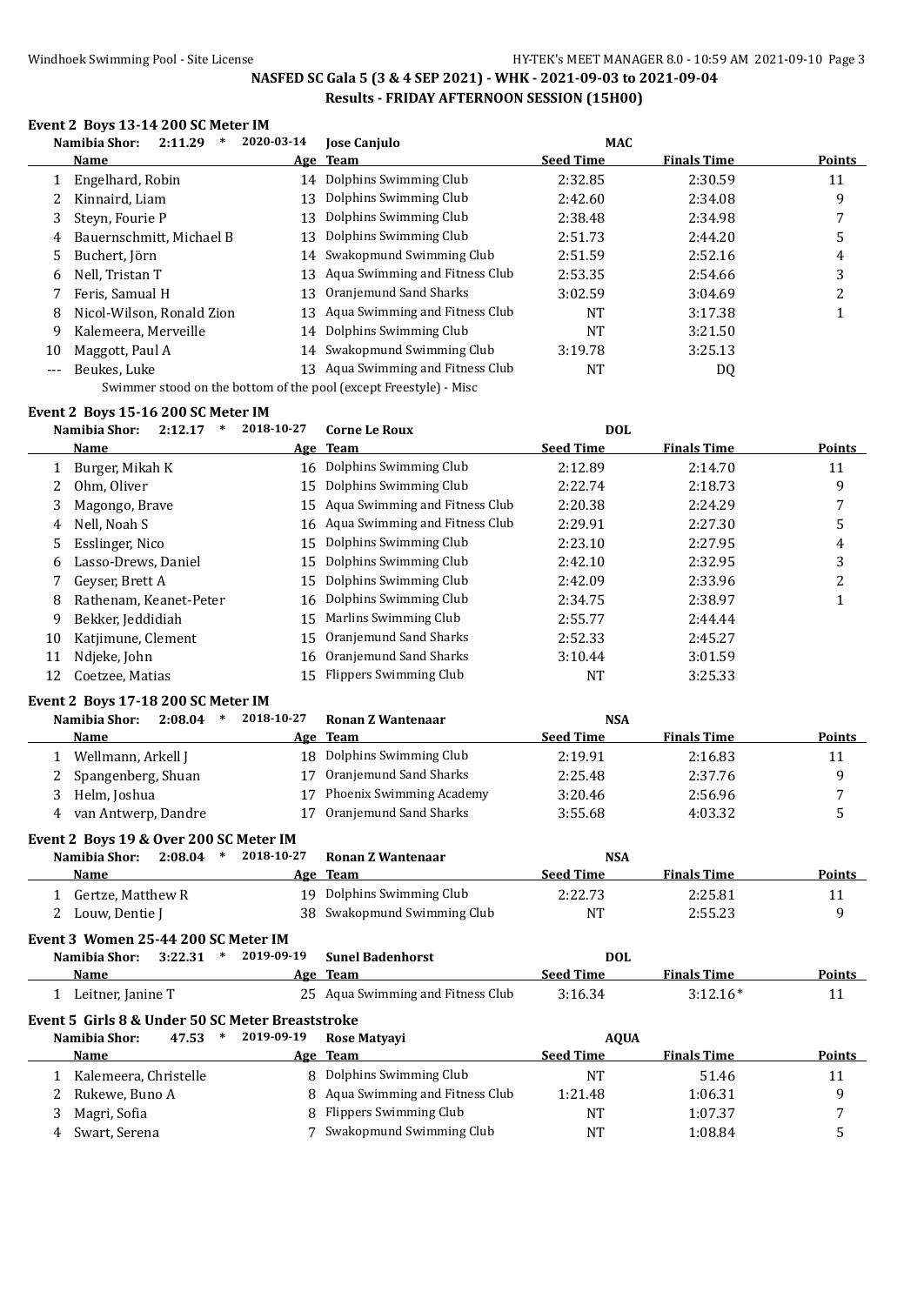## NASFED SC Gala 5 (3 & 4 SEP 2021) - WHK - 2021-09-03 to 2021-09-04

### Results - FRIDAY AFTERNOON SESSION (15H00)

#### Event 2 Boys 13-14 200 SC Meter IM

Namibia Shor: 2:11.29 * 2020-03-14 Jose Canjulo MAC

| | Name | Age | Team | Seed Time | Finals Time | Points |
|---|---|---|---|---|---|---|
| 1 | Engelhard, Robin | 14 | Dolphins Swimming Club | 2:32.85 | 2:30.59 | 11 |
| 2 | Kinnaird, Liam | 13 | Dolphins Swimming Club | 2:42.60 | 2:34.08 | 9 |
| 3 | Steyn, Fourie P | 13 | Dolphins Swimming Club | 2:38.48 | 2:34.98 | 7 |
| 4 | Bauernschmitt, Michael B | 13 | Dolphins Swimming Club | 2:51.73 | 2:44.20 | 5 |
| 5 | Buchert, Jörn | 14 | Swakopmund Swimming Club | 2:51.59 | 2:52.16 | 4 |
| 6 | Nell, Tristan T | 13 | Aqua Swimming and Fitness Club | 2:53.35 | 2:54.66 | 3 |
| 7 | Feris, Samual H | 13 | Oranjemund Sand Sharks | 3:02.59 | 3:04.69 | 2 |
| 8 | Nicol-Wilson, Ronald Zion | 13 | Aqua Swimming and Fitness Club | NT | 3:17.38 | 1 |
| 9 | Kalemeera, Merveille | 14 | Dolphins Swimming Club | NT | 3:21.50 | |
| 10 | Maggott, Paul A | 14 | Swakopmund Swimming Club | 3:19.78 | 3:25.13 | |
| --- | Beukes, Luke | 13 | Aqua Swimming and Fitness Club | NT | DQ | |

Swimmer stood on the bottom of the pool (except Freestyle) - Misc

#### Event 2 Boys 15-16 200 SC Meter IM

Namibia Shor: 2:12.17 * 2018-10-27 Corne Le Roux DOL

| | Name | Age | Team | Seed Time | Finals Time | Points |
|---|---|---|---|---|---|---|
| 1 | Burger, Mikah K | 16 | Dolphins Swimming Club | 2:12.89 | 2:14.70 | 11 |
| 2 | Ohm, Oliver | 15 | Dolphins Swimming Club | 2:22.74 | 2:18.73 | 9 |
| 3 | Magongo, Brave | 15 | Aqua Swimming and Fitness Club | 2:20.38 | 2:24.29 | 7 |
| 4 | Nell, Noah S | 16 | Aqua Swimming and Fitness Club | 2:29.91 | 2:27.30 | 5 |
| 5 | Esslinger, Nico | 15 | Dolphins Swimming Club | 2:23.10 | 2:27.95 | 4 |
| 6 | Lasso-Drews, Daniel | 15 | Dolphins Swimming Club | 2:42.10 | 2:32.95 | 3 |
| 7 | Geyser, Brett A | 15 | Dolphins Swimming Club | 2:42.09 | 2:33.96 | 2 |
| 8 | Rathenam, Keanet-Peter | 16 | Dolphins Swimming Club | 2:34.75 | 2:38.97 | 1 |
| 9 | Bekker, Jeddidiah | 15 | Marlins Swimming Club | 2:55.77 | 2:44.44 | |
| 10 | Katjimune, Clement | 15 | Oranjemund Sand Sharks | 2:52.33 | 2:45.27 | |
| 11 | Ndjeke, John | 16 | Oranjemund Sand Sharks | 3:10.44 | 3:01.59 | |
| 12 | Coetzee, Matias | 15 | Flippers Swimming Club | NT | 3:25.33 | |

#### Event 2 Boys 17-18 200 SC Meter IM

Namibia Shor: 2:08.04 * 2018-10-27 Ronan Z Wantenaar NSA

| | Name | Age | Team | Seed Time | Finals Time | Points |
|---|---|---|---|---|---|---|
| 1 | Wellmann, Arkell J | 18 | Dolphins Swimming Club | 2:19.91 | 2:16.83 | 11 |
| 2 | Spangenberg, Shuan | 17 | Oranjemund Sand Sharks | 2:25.48 | 2:37.76 | 9 |
| 3 | Helm, Joshua | 17 | Phoenix Swimming Academy | 3:20.46 | 2:56.96 | 7 |
| 4 | van Antwerp, Dandre | 17 | Oranjemund Sand Sharks | 3:55.68 | 4:03.32 | 5 |

#### Event 2 Boys 19 & Over 200 SC Meter IM

Namibia Shor: 2:08.04 * 2018-10-27 Ronan Z Wantenaar NSA

| | Name | Age | Team | Seed Time | Finals Time | Points |
|---|---|---|---|---|---|---|
| 1 | Gertze, Matthew R | 19 | Dolphins Swimming Club | 2:22.73 | 2:25.81 | 11 |
| 2 | Louw, Dentie J | 38 | Swakopmund Swimming Club | NT | 2:55.23 | 9 |

#### Event 3 Women 25-44 200 SC Meter IM

Namibia Shor: 3:22.31 * 2019-09-19 Sunel Badenhorst DOL

| | Name | Age | Team | Seed Time | Finals Time | Points |
|---|---|---|---|---|---|---|
| 1 | Leitner, Janine T | 25 | Aqua Swimming and Fitness Club | 3:16.34 | 3:12.16* | 11 |

#### Event 5 Girls 8 & Under 50 SC Meter Breaststroke

Namibia Shor: 47.53 * 2019-09-19 Rose Matyayi AQUA

| | Name | Age | Team | Seed Time | Finals Time | Points |
|---|---|---|---|---|---|---|
| 1 | Kalemeera, Christelle | 8 | Dolphins Swimming Club | NT | 51.46 | 11 |
| 2 | Rukewe, Buno A | 8 | Aqua Swimming and Fitness Club | 1:21.48 | 1:06.31 | 9 |
| 3 | Magri, Sofia | 8 | Flippers Swimming Club | NT | 1:07.37 | 7 |
| 4 | Swart, Serena | 7 | Swakopmund Swimming Club | NT | 1:08.84 | 5 |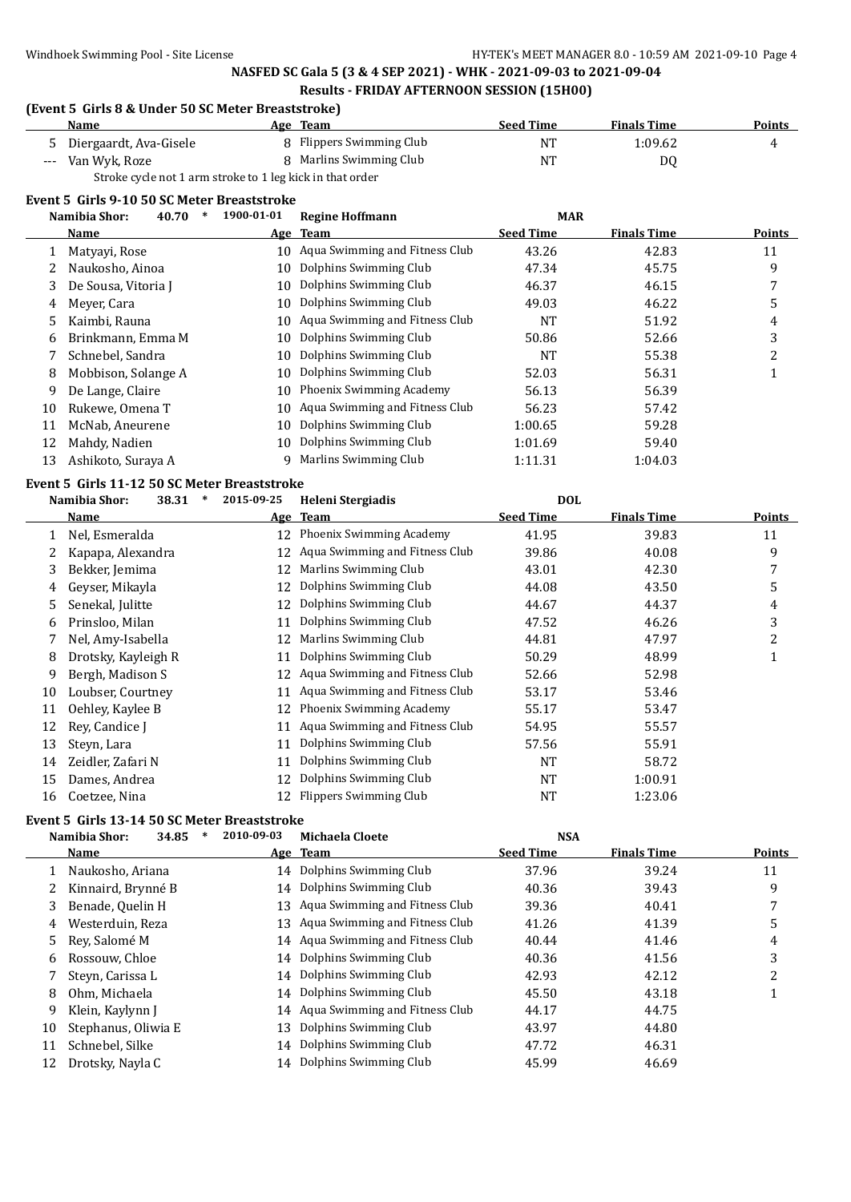## NASFED SC Gala 5 (3 & 4 SEP 2021) - WHK - 2021-09-03 to 2021-09-04

### Results - FRIDAY AFTERNOON SESSION (15H00)

**(Event 5 Girls 8 & Under 50 SC Meter Breaststroke)**

| | Name | Age | Team | Seed Time | Finals Time | Points |
|---|---|---|---|---|---|---|
| 5 | Diergaardt, Ava-Gisele | 8 | Flippers Swimming Club | NT | 1:09.62 | 4 |
| --- | Van Wyk, Roze | 8 | Marlins Swimming Club | NT | DQ | |
| | Stroke cycle not 1 arm stroke to 1 leg kick in that order | | | | | |

**Event 5 Girls 9-10 50 SC Meter Breaststroke**

Namibia Shor: 40.70 * 1900-01-01 Regine Hoffmann MAR

| | Name | Age | Team | Seed Time | Finals Time | Points |
|---|---|---|---|---|---|---|
| 1 | Matyayi, Rose | 10 | Aqua Swimming and Fitness Club | 43.26 | 42.83 | 11 |
| 2 | Naukosho, Ainoa | 10 | Dolphins Swimming Club | 47.34 | 45.75 | 9 |
| 3 | De Sousa, Vitoria J | 10 | Dolphins Swimming Club | 46.37 | 46.15 | 7 |
| 4 | Meyer, Cara | 10 | Dolphins Swimming Club | 49.03 | 46.22 | 5 |
| 5 | Kaimbi, Rauna | 10 | Aqua Swimming and Fitness Club | NT | 51.92 | 4 |
| 6 | Brinkmann, Emma M | 10 | Dolphins Swimming Club | 50.86 | 52.66 | 3 |
| 7 | Schnebel, Sandra | 10 | Dolphins Swimming Club | NT | 55.38 | 2 |
| 8 | Mobbison, Solange A | 10 | Dolphins Swimming Club | 52.03 | 56.31 | 1 |
| 9 | De Lange, Claire | 10 | Phoenix Swimming Academy | 56.13 | 56.39 | |
| 10 | Rukewe, Omena T | 10 | Aqua Swimming and Fitness Club | 56.23 | 57.42 | |
| 11 | McNab, Aneurene | 10 | Dolphins Swimming Club | 1:00.65 | 59.28 | |
| 12 | Mahdy, Nadien | 10 | Dolphins Swimming Club | 1:01.69 | 59.40 | |
| 13 | Ashikoto, Suraya A | 9 | Marlins Swimming Club | 1:11.31 | 1:04.03 | |

**Event 5 Girls 11-12 50 SC Meter Breaststroke**

Namibia Shor: 38.31 * 2015-09-25 Heleni Stergiadis DOL

| | Name | Age | Team | Seed Time | Finals Time | Points |
|---|---|---|---|---|---|---|
| 1 | Nel, Esmeralda | 12 | Phoenix Swimming Academy | 41.95 | 39.83 | 11 |
| 2 | Kapapa, Alexandra | 12 | Aqua Swimming and Fitness Club | 39.86 | 40.08 | 9 |
| 3 | Bekker, Jemima | 12 | Marlins Swimming Club | 43.01 | 42.30 | 7 |
| 4 | Geyser, Mikayla | 12 | Dolphins Swimming Club | 44.08 | 43.50 | 5 |
| 5 | Senekal, Julitte | 12 | Dolphins Swimming Club | 44.67 | 44.37 | 4 |
| 6 | Prinsloo, Milan | 11 | Dolphins Swimming Club | 47.52 | 46.26 | 3 |
| 7 | Nel, Amy-Isabella | 12 | Marlins Swimming Club | 44.81 | 47.97 | 2 |
| 8 | Drotsky, Kayleigh R | 11 | Dolphins Swimming Club | 50.29 | 48.99 | 1 |
| 9 | Bergh, Madison S | 12 | Aqua Swimming and Fitness Club | 52.66 | 52.98 | |
| 10 | Loubser, Courtney | 11 | Aqua Swimming and Fitness Club | 53.17 | 53.46 | |
| 11 | Oehley, Kaylee B | 12 | Phoenix Swimming Academy | 55.17 | 53.47 | |
| 12 | Rey, Candice J | 11 | Aqua Swimming and Fitness Club | 54.95 | 55.57 | |
| 13 | Steyn, Lara | 11 | Dolphins Swimming Club | 57.56 | 55.91 | |
| 14 | Zeidler, Zafari N | 11 | Dolphins Swimming Club | NT | 58.72 | |
| 15 | Dames, Andrea | 12 | Dolphins Swimming Club | NT | 1:00.91 | |
| 16 | Coetzee, Nina | 12 | Flippers Swimming Club | NT | 1:23.06 | |

**Event 5 Girls 13-14 50 SC Meter Breaststroke**

Namibia Shor: 34.85 * 2010-09-03 Michaela Cloete NSA

| | Name | Age | Team | Seed Time | Finals Time | Points |
|---|---|---|---|---|---|---|
| 1 | Naukosho, Ariana | 14 | Dolphins Swimming Club | 37.96 | 39.24 | 11 |
| 2 | Kinnaird, Brynné B | 14 | Dolphins Swimming Club | 40.36 | 39.43 | 9 |
| 3 | Benade, Quelin H | 13 | Aqua Swimming and Fitness Club | 39.36 | 40.41 | 7 |
| 4 | Westerduin, Reza | 13 | Aqua Swimming and Fitness Club | 41.26 | 41.39 | 5 |
| 5 | Rey, Salomé M | 14 | Aqua Swimming and Fitness Club | 40.44 | 41.46 | 4 |
| 6 | Rossouw, Chloe | 14 | Dolphins Swimming Club | 40.36 | 41.56 | 3 |
| 7 | Steyn, Carissa L | 14 | Dolphins Swimming Club | 42.93 | 42.12 | 2 |
| 8 | Ohm, Michaela | 14 | Dolphins Swimming Club | 45.50 | 43.18 | 1 |
| 9 | Klein, Kaylynn J | 14 | Aqua Swimming and Fitness Club | 44.17 | 44.75 | |
| 10 | Stephanus, Oliwia E | 13 | Dolphins Swimming Club | 43.97 | 44.80 | |
| 11 | Schnebel, Silke | 14 | Dolphins Swimming Club | 47.72 | 46.31 | |
| 12 | Drotsky, Nayla C | 14 | Dolphins Swimming Club | 45.99 | 46.69 | |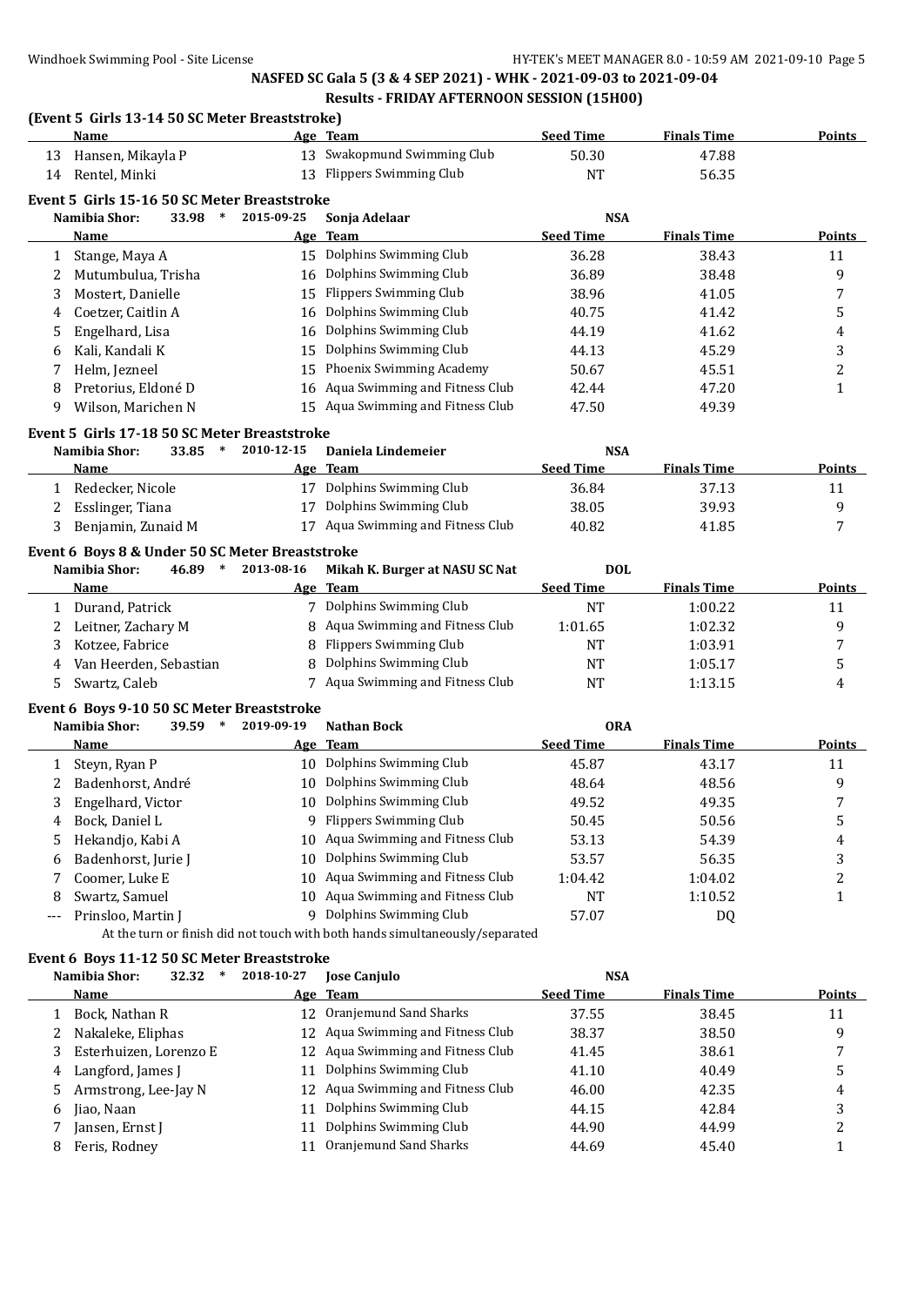**NASFED SC Gala 5 (3 & 4 SEP 2021) - WHK - 2021-09-03 to 2021-09-04**

**Results - FRIDAY AFTERNOON SESSION (15H00)**

### (Event 5 Girls 13-14 50 SC Meter Breaststroke)

| | Name | Age | Team | Seed Time | Finals Time | Points |
|---|---|---|---|---|---|---|
| 13 | Hansen, Mikayla P | 13 | Swakopmund Swimming Club | 50.30 | 47.88 | |
| 14 | Rentel, Minki | 13 | Flippers Swimming Club | NT | 56.35 | |

### Event 5 Girls 15-16 50 SC Meter Breaststroke

Namibia Shor: 33.98 * 2015-09-25 Sonja Adelaar NSA

| | Name | Age | Team | Seed Time | Finals Time | Points |
|---|---|---|---|---|---|---|
| 1 | Stange, Maya A | 15 | Dolphins Swimming Club | 36.28 | 38.43 | 11 |
| 2 | Mutumbulua, Trisha | 16 | Dolphins Swimming Club | 36.89 | 38.48 | 9 |
| 3 | Mostert, Danielle | 15 | Flippers Swimming Club | 38.96 | 41.05 | 7 |
| 4 | Coetzer, Caitlin A | 16 | Dolphins Swimming Club | 40.75 | 41.42 | 5 |
| 5 | Engelhard, Lisa | 16 | Dolphins Swimming Club | 44.19 | 41.62 | 4 |
| 6 | Kali, Kandali K | 15 | Dolphins Swimming Club | 44.13 | 45.29 | 3 |
| 7 | Helm, Jezneel | 15 | Phoenix Swimming Academy | 50.67 | 45.51 | 2 |
| 8 | Pretorius, Eldoné D | 16 | Aqua Swimming and Fitness Club | 42.44 | 47.20 | 1 |
| 9 | Wilson, Marichen N | 15 | Aqua Swimming and Fitness Club | 47.50 | 49.39 | |

### Event 5 Girls 17-18 50 SC Meter Breaststroke

Namibia Shor: 33.85 * 2010-12-15 Daniela Lindemeier NSA

| | Name | Age | Team | Seed Time | Finals Time | Points |
|---|---|---|---|---|---|---|
| 1 | Redecker, Nicole | 17 | Dolphins Swimming Club | 36.84 | 37.13 | 11 |
| 2 | Esslinger, Tiana | 17 | Dolphins Swimming Club | 38.05 | 39.93 | 9 |
| 3 | Benjamin, Zunaid M | 17 | Aqua Swimming and Fitness Club | 40.82 | 41.85 | 7 |

### Event 6 Boys 8 & Under 50 SC Meter Breaststroke

Namibia Shor: 46.89 * 2013-08-16 Mikah K. Burger at NASU SC Nat DOL

| | Name | Age | Team | Seed Time | Finals Time | Points |
|---|---|---|---|---|---|---|
| 1 | Durand, Patrick | 7 | Dolphins Swimming Club | NT | 1:00.22 | 11 |
| 2 | Leitner, Zachary M | 8 | Aqua Swimming and Fitness Club | 1:01.65 | 1:02.32 | 9 |
| 3 | Kotzee, Fabrice | 8 | Flippers Swimming Club | NT | 1:03.91 | 7 |
| 4 | Van Heerden, Sebastian | 8 | Dolphins Swimming Club | NT | 1:05.17 | 5 |
| 5 | Swartz, Caleb | 7 | Aqua Swimming and Fitness Club | NT | 1:13.15 | 4 |

### Event 6 Boys 9-10 50 SC Meter Breaststroke

Namibia Shor: 39.59 * 2019-09-19 Nathan Bock ORA

| | Name | Age | Team | Seed Time | Finals Time | Points |
|---|---|---|---|---|---|---|
| 1 | Steyn, Ryan P | 10 | Dolphins Swimming Club | 45.87 | 43.17 | 11 |
| 2 | Badenhorst, André | 10 | Dolphins Swimming Club | 48.64 | 48.56 | 9 |
| 3 | Engelhard, Victor | 10 | Dolphins Swimming Club | 49.52 | 49.35 | 7 |
| 4 | Bock, Daniel L | 9 | Flippers Swimming Club | 50.45 | 50.56 | 5 |
| 5 | Hekandjo, Kabi A | 10 | Aqua Swimming and Fitness Club | 53.13 | 54.39 | 4 |
| 6 | Badenhorst, Jurie J | 10 | Dolphins Swimming Club | 53.57 | 56.35 | 3 |
| 7 | Coomer, Luke E | 10 | Aqua Swimming and Fitness Club | 1:04.42 | 1:04.02 | 2 |
| 8 | Swartz, Samuel | 10 | Aqua Swimming and Fitness Club | NT | 1:10.52 | 1 |
| --- | Prinsloo, Martin J | 9 | Dolphins Swimming Club | 57.07 | DQ | |

At the turn or finish did not touch with both hands simultaneously/separated

### Event 6 Boys 11-12 50 SC Meter Breaststroke

Namibia Shor: 32.32 * 2018-10-27 Jose Canjulo NSA

| | Name | Age | Team | Seed Time | Finals Time | Points |
|---|---|---|---|---|---|---|
| 1 | Bock, Nathan R | 12 | Oranjemund Sand Sharks | 37.55 | 38.45 | 11 |
| 2 | Nakaleke, Eliphas | 12 | Aqua Swimming and Fitness Club | 38.37 | 38.50 | 9 |
| 3 | Esterhuizen, Lorenzo E | 12 | Aqua Swimming and Fitness Club | 41.45 | 38.61 | 7 |
| 4 | Langford, James J | 11 | Dolphins Swimming Club | 41.10 | 40.49 | 5 |
| 5 | Armstrong, Lee-Jay N | 12 | Aqua Swimming and Fitness Club | 46.00 | 42.35 | 4 |
| 6 | Jiao, Naan | 11 | Dolphins Swimming Club | 44.15 | 42.84 | 3 |
| 7 | Jansen, Ernst J | 11 | Dolphins Swimming Club | 44.90 | 44.99 | 2 |
| 8 | Feris, Rodney | 11 | Oranjemund Sand Sharks | 44.69 | 45.40 | 1 |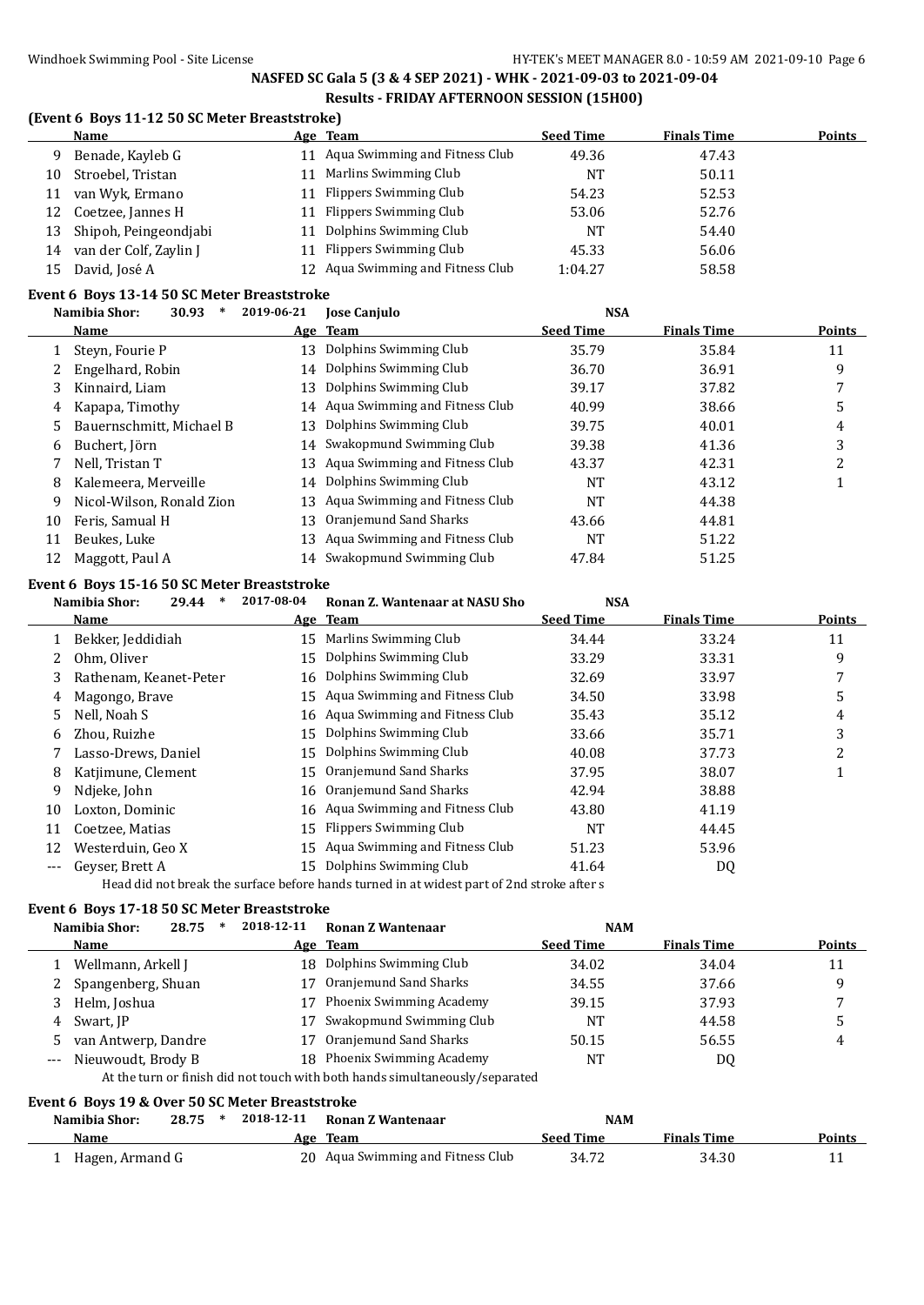## NASFED SC Gala 5 (3 & 4 SEP 2021) - WHK - 2021-09-03 to 2021-09-04

### Results - FRIDAY AFTERNOON SESSION (15H00)

### (Event 6 Boys 11-12 50 SC Meter Breaststroke)

| | Name | Age | Team | Seed Time | Finals Time | Points |
|---|---|---|---|---|---|---|
| 9 | Benade, Kayleb G | 11 | Aqua Swimming and Fitness Club | 49.36 | 47.43 | |
| 10 | Stroebel, Tristan | 11 | Marlins Swimming Club | NT | 50.11 | |
| 11 | van Wyk, Ermano | 11 | Flippers Swimming Club | 54.23 | 52.53 | |
| 12 | Coetzee, Jannes H | 11 | Flippers Swimming Club | 53.06 | 52.76 | |
| 13 | Shipoh, Peingeondjabi | 11 | Dolphins Swimming Club | NT | 54.40 | |
| 14 | van der Colf, Zaylin J | 11 | Flippers Swimming Club | 45.33 | 56.06 | |
| 15 | David, José A | 12 | Aqua Swimming and Fitness Club | 1:04.27 | 58.58 | |

### Event 6 Boys 13-14 50 SC Meter Breaststroke

Namibia Shor: 30.93 * 2019-06-21 Jose Canjulo NSA

| | Name | Age | Team | Seed Time | Finals Time | Points |
|---|---|---|---|---|---|---|
| 1 | Steyn, Fourie P | 13 | Dolphins Swimming Club | 35.79 | 35.84 | 11 |
| 2 | Engelhard, Robin | 14 | Dolphins Swimming Club | 36.70 | 36.91 | 9 |
| 3 | Kinnaird, Liam | 13 | Dolphins Swimming Club | 39.17 | 37.82 | 7 |
| 4 | Kapapa, Timothy | 14 | Aqua Swimming and Fitness Club | 40.99 | 38.66 | 5 |
| 5 | Bauernschmitt, Michael B | 13 | Dolphins Swimming Club | 39.75 | 40.01 | 4 |
| 6 | Buchert, Jörn | 14 | Swakopmund Swimming Club | 39.38 | 41.36 | 3 |
| 7 | Nell, Tristan T | 13 | Aqua Swimming and Fitness Club | 43.37 | 42.31 | 2 |
| 8 | Kalemeera, Merveille | 14 | Dolphins Swimming Club | NT | 43.12 | 1 |
| 9 | Nicol-Wilson, Ronald Zion | 13 | Aqua Swimming and Fitness Club | NT | 44.38 | |
| 10 | Feris, Samual H | 13 | Oranjemund Sand Sharks | 43.66 | 44.81 | |
| 11 | Beukes, Luke | 13 | Aqua Swimming and Fitness Club | NT | 51.22 | |
| 12 | Maggott, Paul A | 14 | Swakopmund Swimming Club | 47.84 | 51.25 | |

### Event 6 Boys 15-16 50 SC Meter Breaststroke

Namibia Shor: 29.44 * 2017-08-04 Ronan Z. Wantenaar at NASU Sho NSA

| | Name | Age | Team | Seed Time | Finals Time | Points |
|---|---|---|---|---|---|---|
| 1 | Bekker, Jeddidiah | 15 | Marlins Swimming Club | 34.44 | 33.24 | 11 |
| 2 | Ohm, Oliver | 15 | Dolphins Swimming Club | 33.29 | 33.31 | 9 |
| 3 | Rathenam, Keanet-Peter | 16 | Dolphins Swimming Club | 32.69 | 33.97 | 7 |
| 4 | Magongo, Brave | 15 | Aqua Swimming and Fitness Club | 34.50 | 33.98 | 5 |
| 5 | Nell, Noah S | 16 | Aqua Swimming and Fitness Club | 35.43 | 35.12 | 4 |
| 6 | Zhou, Ruizhe | 15 | Dolphins Swimming Club | 33.66 | 35.71 | 3 |
| 7 | Lasso-Drews, Daniel | 15 | Dolphins Swimming Club | 40.08 | 37.73 | 2 |
| 8 | Katjimune, Clement | 15 | Oranjemund Sand Sharks | 37.95 | 38.07 | 1 |
| 9 | Ndjeke, John | 16 | Oranjemund Sand Sharks | 42.94 | 38.88 | |
| 10 | Loxton, Dominic | 16 | Aqua Swimming and Fitness Club | 43.80 | 41.19 | |
| 11 | Coetzee, Matias | 15 | Flippers Swimming Club | NT | 44.45 | |
| 12 | Westerduin, Geo X | 15 | Aqua Swimming and Fitness Club | 51.23 | 53.96 | |
| --- | Geyser, Brett A | 15 | Dolphins Swimming Club | 41.64 | DQ | |

Head did not break the surface before hands turned in at widest part of 2nd stroke after s

### Event 6 Boys 17-18 50 SC Meter Breaststroke

Namibia Shor: 28.75 * 2018-12-11 Ronan Z Wantenaar NAM

| | Name | Age | Team | Seed Time | Finals Time | Points |
|---|---|---|---|---|---|---|
| 1 | Wellmann, Arkell J | 18 | Dolphins Swimming Club | 34.02 | 34.04 | 11 |
| 2 | Spangenberg, Shuan | 17 | Oranjemund Sand Sharks | 34.55 | 37.66 | 9 |
| 3 | Helm, Joshua | 17 | Phoenix Swimming Academy | 39.15 | 37.93 | 7 |
| 4 | Swart, JP | 17 | Swakopmund Swimming Club | NT | 44.58 | 5 |
| 5 | van Antwerp, Dandre | 17 | Oranjemund Sand Sharks | 50.15 | 56.55 | 4 |
| --- | Nieuwoudt, Brody B | 18 | Phoenix Swimming Academy | NT | DQ | |

At the turn or finish did not touch with both hands simultaneously/separated

### Event 6 Boys 19 & Over 50 SC Meter Breaststroke

Namibia Shor: 28.75 * 2018-12-11 Ronan Z Wantenaar NAM

| | Name | Age | Team | Seed Time | Finals Time | Points |
|---|---|---|---|---|---|---|
| 1 | Hagen, Armand G | 20 | Aqua Swimming and Fitness Club | 34.72 | 34.30 | 11 |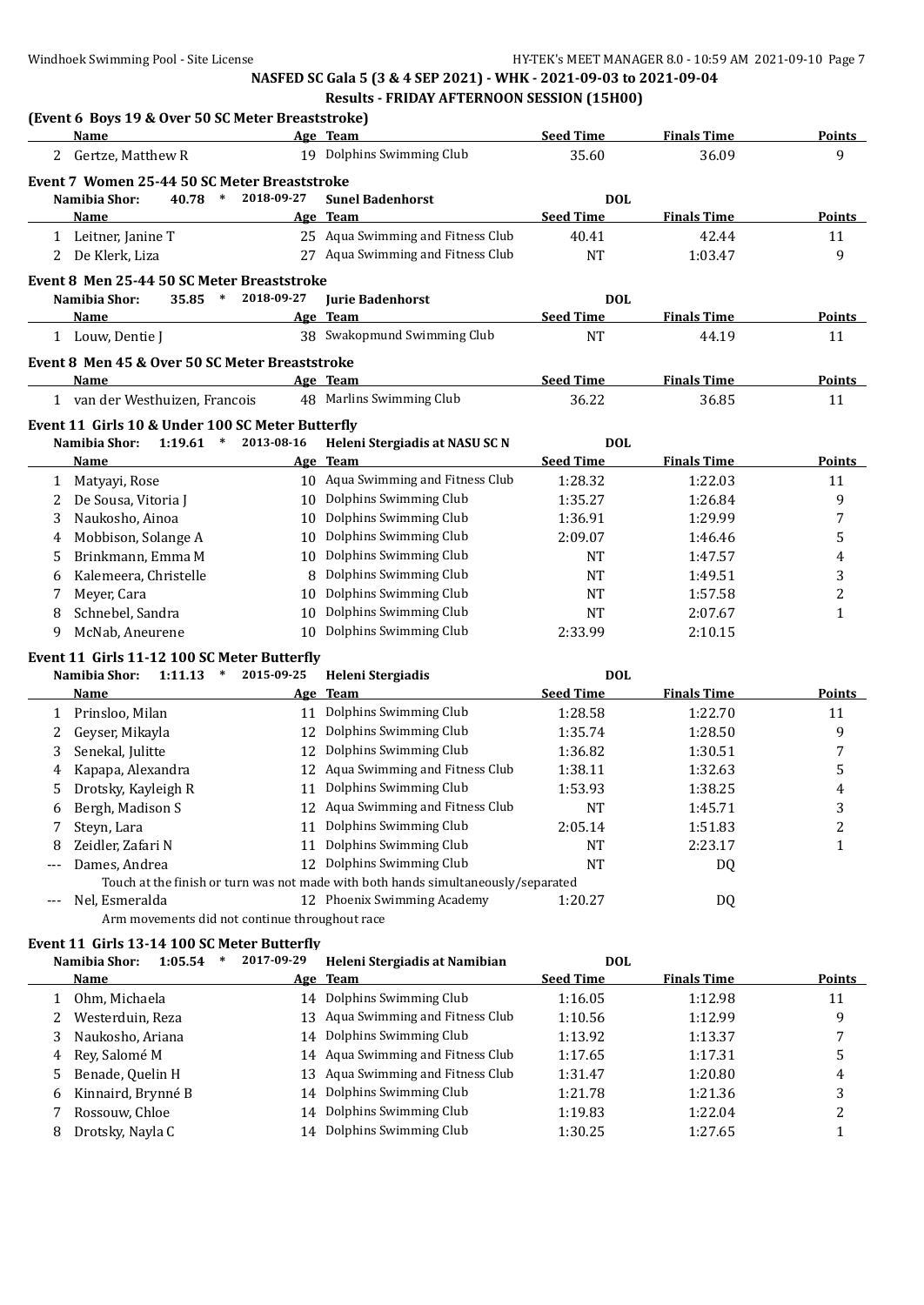**NASFED SC Gala 5 (3 & 4 SEP 2021) - WHK - 2021-09-03 to 2021-09-04**

**Results - FRIDAY AFTERNOON SESSION (15H00)**

### (Event 6 Boys 19 & Over 50 SC Meter Breaststroke)

| | Name | Age | Team | Seed Time | Finals Time | Points |
|---|---|---|---|---|---|---|
| 2 | Gertze, Matthew R | 19 | Dolphins Swimming Club | 35.60 | 36.09 | 9 |

### Event 7 Women 25-44 50 SC Meter Breaststroke

Namibia Shor: 40.78 * 2018-09-27 Sunel Badenhorst DOL

| | Name | Age | Team | Seed Time | Finals Time | Points |
|---|---|---|---|---|---|---|
| 1 | Leitner, Janine T | 25 | Aqua Swimming and Fitness Club | 40.41 | 42.44 | 11 |
| 2 | De Klerk, Liza | 27 | Aqua Swimming and Fitness Club | NT | 1:03.47 | 9 |

### Event 8 Men 25-44 50 SC Meter Breaststroke

Namibia Shor: 35.85 * 2018-09-27 Jurie Badenhorst DOL

| | Name | Age | Team | Seed Time | Finals Time | Points |
|---|---|---|---|---|---|---|
| 1 | Louw, Dentie J | 38 | Swakopmund Swimming Club | NT | 44.19 | 11 |

### Event 8 Men 45 & Over 50 SC Meter Breaststroke

| | Name | Age | Team | Seed Time | Finals Time | Points |
|---|---|---|---|---|---|---|
| 1 | van der Westhuizen, Francois | 48 | Marlins Swimming Club | 36.22 | 36.85 | 11 |

### Event 11 Girls 10 & Under 100 SC Meter Butterfly

Namibia Shor: 1:19.61 * 2013-08-16 Heleni Stergiadis at NASU SC N DOL

| | Name | Age | Team | Seed Time | Finals Time | Points |
|---|---|---|---|---|---|---|
| 1 | Matyayi, Rose | 10 | Aqua Swimming and Fitness Club | 1:28.32 | 1:22.03 | 11 |
| 2 | De Sousa, Vitoria J | 10 | Dolphins Swimming Club | 1:35.27 | 1:26.84 | 9 |
| 3 | Naukosho, Ainoa | 10 | Dolphins Swimming Club | 1:36.91 | 1:29.99 | 7 |
| 4 | Mobbison, Solange A | 10 | Dolphins Swimming Club | 2:09.07 | 1:46.46 | 5 |
| 5 | Brinkmann, Emma M | 10 | Dolphins Swimming Club | NT | 1:47.57 | 4 |
| 6 | Kalemeera, Christelle | 8 | Dolphins Swimming Club | NT | 1:49.51 | 3 |
| 7 | Meyer, Cara | 10 | Dolphins Swimming Club | NT | 1:57.58 | 2 |
| 8 | Schnebel, Sandra | 10 | Dolphins Swimming Club | NT | 2:07.67 | 1 |
| 9 | McNab, Aneurene | 10 | Dolphins Swimming Club | 2:33.99 | 2:10.15 | |

### Event 11 Girls 11-12 100 SC Meter Butterfly

Namibia Shor: 1:11.13 * 2015-09-25 Heleni Stergiadis DOL

| | Name | Age | Team | Seed Time | Finals Time | Points |
|---|---|---|---|---|---|---|
| 1 | Prinsloo, Milan | 11 | Dolphins Swimming Club | 1:28.58 | 1:22.70 | 11 |
| 2 | Geyser, Mikayla | 12 | Dolphins Swimming Club | 1:35.74 | 1:28.50 | 9 |
| 3 | Senekal, Julitte | 12 | Dolphins Swimming Club | 1:36.82 | 1:30.51 | 7 |
| 4 | Kapapa, Alexandra | 12 | Aqua Swimming and Fitness Club | 1:38.11 | 1:32.63 | 5 |
| 5 | Drotsky, Kayleigh R | 11 | Dolphins Swimming Club | 1:53.93 | 1:38.25 | 4 |
| 6 | Bergh, Madison S | 12 | Aqua Swimming and Fitness Club | NT | 1:45.71 | 3 |
| 7 | Steyn, Lara | 11 | Dolphins Swimming Club | 2:05.14 | 1:51.83 | 2 |
| 8 | Zeidler, Zafari N | 11 | Dolphins Swimming Club | NT | 2:23.17 | 1 |
| --- | Dames, Andrea | 12 | Dolphins Swimming Club | NT | DQ | |
| | Touch at the finish or turn was not made with both hands simultaneously/separated | | | | | |
| --- | Nel, Esmeralda | 12 | Phoenix Swimming Academy | 1:20.27 | DQ | |
| | Arm movements did not continue throughout race | | | | | |

### Event 11 Girls 13-14 100 SC Meter Butterfly

Namibia Shor: 1:05.54 * 2017-09-29 Heleni Stergiadis at Namibian DOL

| | Name | Age | Team | Seed Time | Finals Time | Points |
|---|---|---|---|---|---|---|
| 1 | Ohm, Michaela | 14 | Dolphins Swimming Club | 1:16.05 | 1:12.98 | 11 |
| 2 | Westerduin, Reza | 13 | Aqua Swimming and Fitness Club | 1:10.56 | 1:12.99 | 9 |
| 3 | Naukosho, Ariana | 14 | Dolphins Swimming Club | 1:13.92 | 1:13.37 | 7 |
| 4 | Rey, Salomé M | 14 | Aqua Swimming and Fitness Club | 1:17.65 | 1:17.31 | 5 |
| 5 | Benade, Quelin H | 13 | Aqua Swimming and Fitness Club | 1:31.47 | 1:20.80 | 4 |
| 6 | Kinnaird, Brynné B | 14 | Dolphins Swimming Club | 1:21.78 | 1:21.36 | 3 |
| 7 | Rossouw, Chloe | 14 | Dolphins Swimming Club | 1:19.83 | 1:22.04 | 2 |
| 8 | Drotsky, Nayla C | 14 | Dolphins Swimming Club | 1:30.25 | 1:27.65 | 1 |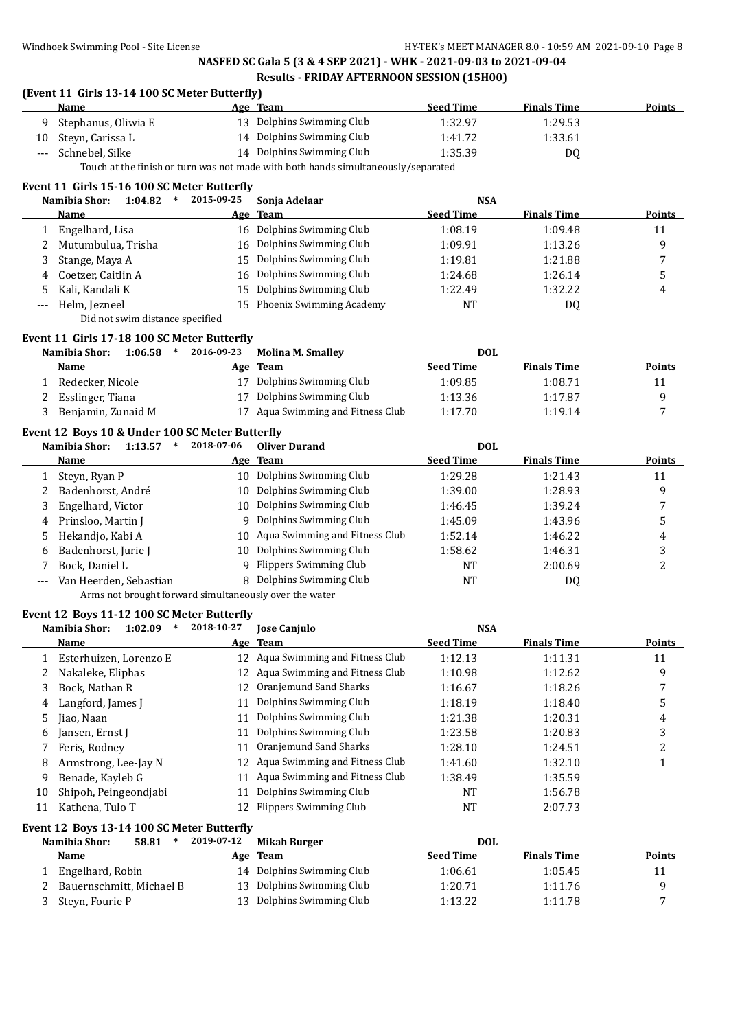NASFED SC Gala 5 (3 & 4 SEP 2021) - WHK - 2021-09-03 to 2021-09-04

**Results - FRIDAY AFTERNOON SESSION (15H00)**

### (Event 11 Girls 13-14 100 SC Meter Butterfly)

| | Name | Age | Team | Seed Time | Finals Time | Points |
|---|---|---|---|---|---|---|
| 9 | Stephanus, Oliwia E | 13 | Dolphins Swimming Club | 1:32.97 | 1:29.53 | |
| 10 | Steyn, Carissa L | 14 | Dolphins Swimming Club | 1:41.72 | 1:33.61 | |
| --- | Schnebel, Silke | 14 | Dolphins Swimming Club | 1:35.39 | DQ | |

Touch at the finish or turn was not made with both hands simultaneously/separated

### Event 11 Girls 15-16 100 SC Meter Butterfly

Namibia Shor: 1:04.82 * 2015-09-25 Sonja Adelaar NSA

| | Name | Age | Team | Seed Time | Finals Time | Points |
|---|---|---|---|---|---|---|
| 1 | Engelhard, Lisa | 16 | Dolphins Swimming Club | 1:08.19 | 1:09.48 | 11 |
| 2 | Mutumbulua, Trisha | 16 | Dolphins Swimming Club | 1:09.91 | 1:13.26 | 9 |
| 3 | Stange, Maya A | 15 | Dolphins Swimming Club | 1:19.81 | 1:21.88 | 7 |
| 4 | Coetzer, Caitlin A | 16 | Dolphins Swimming Club | 1:24.68 | 1:26.14 | 5 |
| 5 | Kali, Kandali K | 15 | Dolphins Swimming Club | 1:22.49 | 1:32.22 | 4 |
| --- | Helm, Jezneel | 15 | Phoenix Swimming Academy | NT | DQ | |

Did not swim distance specified

### Event 11 Girls 17-18 100 SC Meter Butterfly

Namibia Shor: 1:06.58 * 2016-09-23 Molina M. Smalley DOL

| | Name | Age | Team | Seed Time | Finals Time | Points |
|---|---|---|---|---|---|---|
| 1 | Redecker, Nicole | 17 | Dolphins Swimming Club | 1:09.85 | 1:08.71 | 11 |
| 2 | Esslinger, Tiana | 17 | Dolphins Swimming Club | 1:13.36 | 1:17.87 | 9 |
| 3 | Benjamin, Zunaid M | 17 | Aqua Swimming and Fitness Club | 1:17.70 | 1:19.14 | 7 |

### Event 12 Boys 10 & Under 100 SC Meter Butterfly

Namibia Shor: 1:13.57 * 2018-07-06 Oliver Durand DOL

| | Name | Age | Team | Seed Time | Finals Time | Points |
|---|---|---|---|---|---|---|
| 1 | Steyn, Ryan P | 10 | Dolphins Swimming Club | 1:29.28 | 1:21.43 | 11 |
| 2 | Badenhorst, André | 10 | Dolphins Swimming Club | 1:39.00 | 1:28.93 | 9 |
| 3 | Engelhard, Victor | 10 | Dolphins Swimming Club | 1:46.45 | 1:39.24 | 7 |
| 4 | Prinsloo, Martin J | 9 | Dolphins Swimming Club | 1:45.09 | 1:43.96 | 5 |
| 5 | Hekandjo, Kabi A | 10 | Aqua Swimming and Fitness Club | 1:52.14 | 1:46.22 | 4 |
| 6 | Badenhorst, Jurie J | 10 | Dolphins Swimming Club | 1:58.62 | 1:46.31 | 3 |
| 7 | Bock, Daniel L | 9 | Flippers Swimming Club | NT | 2:00.69 | 2 |
| --- | Van Heerden, Sebastian | 8 | Dolphins Swimming Club | NT | DQ | |

Arms not brought forward simultaneously over the water

### Event 12 Boys 11-12 100 SC Meter Butterfly

Namibia Shor: 1:02.09 * 2018-10-27 Jose Canjulo NSA

| | Name | Age | Team | Seed Time | Finals Time | Points |
|---|---|---|---|---|---|---|
| 1 | Esterhuizen, Lorenzo E | 12 | Aqua Swimming and Fitness Club | 1:12.13 | 1:11.31 | 11 |
| 2 | Nakaleke, Eliphas | 12 | Aqua Swimming and Fitness Club | 1:10.98 | 1:12.62 | 9 |
| 3 | Bock, Nathan R | 12 | Oranjemund Sand Sharks | 1:16.67 | 1:18.26 | 7 |
| 4 | Langford, James J | 11 | Dolphins Swimming Club | 1:18.19 | 1:18.40 | 5 |
| 5 | Jiao, Naan | 11 | Dolphins Swimming Club | 1:21.38 | 1:20.31 | 4 |
| 6 | Jansen, Ernst J | 11 | Dolphins Swimming Club | 1:23.58 | 1:20.83 | 3 |
| 7 | Feris, Rodney | 11 | Oranjemund Sand Sharks | 1:28.10 | 1:24.51 | 2 |
| 8 | Armstrong, Lee-Jay N | 12 | Aqua Swimming and Fitness Club | 1:41.60 | 1:32.10 | 1 |
| 9 | Benade, Kayleb G | 11 | Aqua Swimming and Fitness Club | 1:38.49 | 1:35.59 | |
| 10 | Shipoh, Peingeondjabi | 11 | Dolphins Swimming Club | NT | 1:56.78 | |
| 11 | Kathena, Tulo T | 12 | Flippers Swimming Club | NT | 2:07.73 | |

### Event 12 Boys 13-14 100 SC Meter Butterfly

Namibia Shor: 58.81 * 2019-07-12 Mikah Burger DOL

| | Name | Age | Team | Seed Time | Finals Time | Points |
|---|---|---|---|---|---|---|
| 1 | Engelhard, Robin | 14 | Dolphins Swimming Club | 1:06.61 | 1:05.45 | 11 |
| 2 | Bauernschmitt, Michael B | 13 | Dolphins Swimming Club | 1:20.71 | 1:11.76 | 9 |
| 3 | Steyn, Fourie P | 13 | Dolphins Swimming Club | 1:13.22 | 1:11.78 | 7 |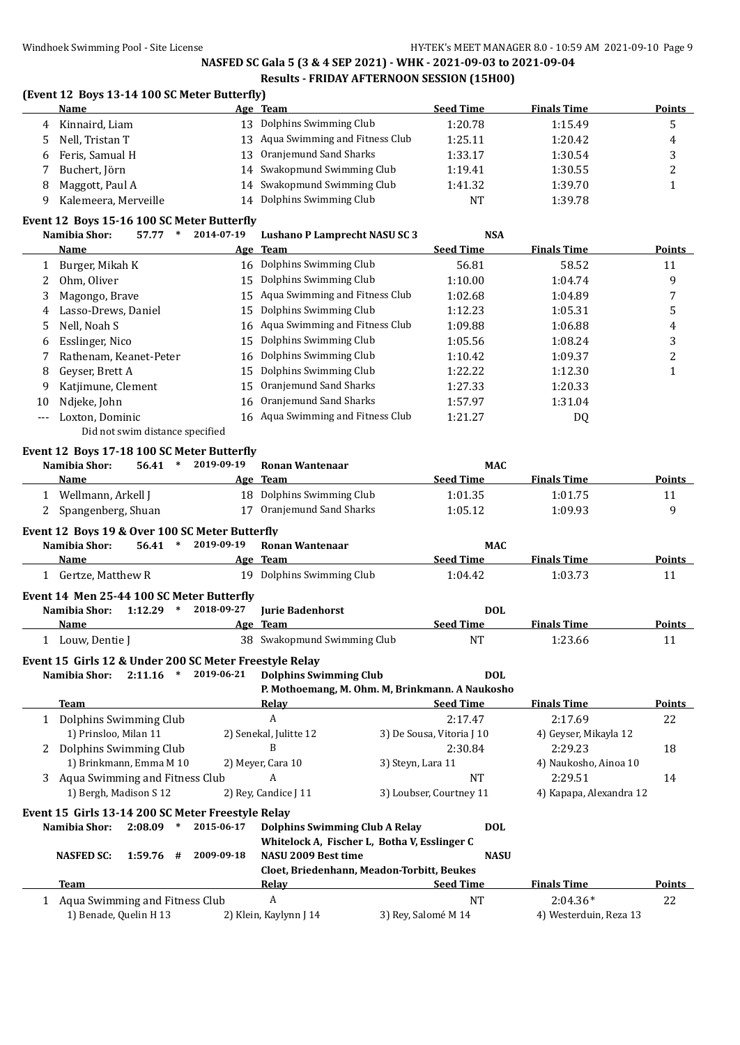NASFED SC Gala 5 (3 & 4 SEP 2021) - WHK - 2021-09-03 to 2021-09-04

Results - FRIDAY AFTERNOON SESSION (15H00)

**(Event 12 Boys 13-14 100 SC Meter Butterfly)**

| | Name | Age | Team | Seed Time | Finals Time | Points |
|---|---|---|---|---|---|---|
| 4 | Kinnaird, Liam | 13 | Dolphins Swimming Club | 1:20.78 | 1:15.49 | 5 |
| 5 | Nell, Tristan T | 13 | Aqua Swimming and Fitness Club | 1:25.11 | 1:20.42 | 4 |
| 6 | Feris, Samual H | 13 | Oranjemund Sand Sharks | 1:33.17 | 1:30.54 | 3 |
| 7 | Buchert, Jörn | 14 | Swakopmund Swimming Club | 1:19.41 | 1:30.55 | 2 |
| 8 | Maggott, Paul A | 14 | Swakopmund Swimming Club | 1:41.32 | 1:39.70 | 1 |
| 9 | Kalemeera, Merveille | 14 | Dolphins Swimming Club | NT | 1:39.78 | |

**Event 12 Boys 15-16 100 SC Meter Butterfly**

Namibia Shor: 57.77 * 2014-07-19 Lushano P Lamprecht NASU SC 3 NSA

| | Name | Age | Team | Seed Time | Finals Time | Points |
|---|---|---|---|---|---|---|
| 1 | Burger, Mikah K | 16 | Dolphins Swimming Club | 56.81 | 58.52 | 11 |
| 2 | Ohm, Oliver | 15 | Dolphins Swimming Club | 1:10.00 | 1:04.74 | 9 |
| 3 | Magongo, Brave | 15 | Aqua Swimming and Fitness Club | 1:02.68 | 1:04.89 | 7 |
| 4 | Lasso-Drews, Daniel | 15 | Dolphins Swimming Club | 1:12.23 | 1:05.31 | 5 |
| 5 | Nell, Noah S | 16 | Aqua Swimming and Fitness Club | 1:09.88 | 1:06.88 | 4 |
| 6 | Esslinger, Nico | 15 | Dolphins Swimming Club | 1:05.56 | 1:08.24 | 3 |
| 7 | Rathenam, Keanet-Peter | 16 | Dolphins Swimming Club | 1:10.42 | 1:09.37 | 2 |
| 8 | Geyser, Brett A | 15 | Dolphins Swimming Club | 1:22.22 | 1:12.30 | 1 |
| 9 | Katjimune, Clement | 15 | Oranjemund Sand Sharks | 1:27.33 | 1:20.33 | |
| 10 | Ndjeke, John | 16 | Oranjemund Sand Sharks | 1:57.97 | 1:31.04 | |
| --- | Loxton, Dominic | 16 | Aqua Swimming and Fitness Club | 1:21.27 | DQ | |

Did not swim distance specified

**Event 12 Boys 17-18 100 SC Meter Butterfly**

Namibia Shor: 56.41 * 2019-09-19 Ronan Wantenaar MAC

| | Name | Age | Team | Seed Time | Finals Time | Points |
|---|---|---|---|---|---|---|
| 1 | Wellmann, Arkell J | 18 | Dolphins Swimming Club | 1:01.35 | 1:01.75 | 11 |
| 2 | Spangenberg, Shuan | 17 | Oranjemund Sand Sharks | 1:05.12 | 1:09.93 | 9 |

**Event 12 Boys 19 & Over 100 SC Meter Butterfly**

Namibia Shor: 56.41 * 2019-09-19 Ronan Wantenaar MAC

| | Name | Age | Team | Seed Time | Finals Time | Points |
|---|---|---|---|---|---|---|
| 1 | Gertze, Matthew R | 19 | Dolphins Swimming Club | 1:04.42 | 1:03.73 | 11 |

**Event 14 Men 25-44 100 SC Meter Butterfly**

Namibia Shor: 1:12.29 * 2018-09-27 Jurie Badenhorst DOL

| | Name | Age | Team | Seed Time | Finals Time | Points |
|---|---|---|---|---|---|---|
| 1 | Louw, Dentie J | 38 | Swakopmund Swimming Club | NT | 1:23.66 | 11 |

**Event 15 Girls 12 & Under 200 SC Meter Freestyle Relay**

Namibia Shor: 2:11.16 * 2019-06-21 Dolphins Swimming Club DOL
P. Mothoemang, M. Ohm. M, Brinkmann. A Naukosho

| | Team | Relay | Seed Time | Finals Time | Points |
|---|---|---|---|---|---|
| 1 | Dolphins Swimming Club | A | 2:17.47 | 2:17.69 | 22 |
| | 1) Prinsloo, Milan 11 | 2) Senekal, Julitte 12 | 3) De Sousa, Vitoria J 10 | 4) Geyser, Mikayla 12 | |
| 2 | Dolphins Swimming Club | B | 2:30.84 | 2:29.23 | 18 |
| | 1) Brinkmann, Emma M 10 | 2) Meyer, Cara 10 | 3) Steyn, Lara 11 | 4) Naukosho, Ainoa 10 | |
| 3 | Aqua Swimming and Fitness Club | A | NT | 2:29.51 | 14 |
| | 1) Bergh, Madison S 12 | 2) Rey, Candice J 11 | 3) Loubser, Courtney 11 | 4) Kapapa, Alexandra 12 | |

**Event 15 Girls 13-14 200 SC Meter Freestyle Relay**

Namibia Shor: 2:08.09 * 2015-06-17 Dolphins Swimming Club A Relay DOL
Whitelock A, Fischer L, Botha V, Esslinger C

NASFED SC: 1:59.76 # 2009-09-18 NASU 2009 Best time NASU
Cloet, Briedenhann, Meadon-Torbitt, Beukes

| | Team | Relay | Seed Time | Finals Time | Points |
|---|---|---|---|---|---|
| 1 | Aqua Swimming and Fitness Club | A | NT | 2:04.36* | 22 |
| | 1) Benade, Quelin H 13 | 2) Klein, Kaylynn J 14 | 3) Rey, Salomé M 14 | 4) Westerduin, Reza 13 | |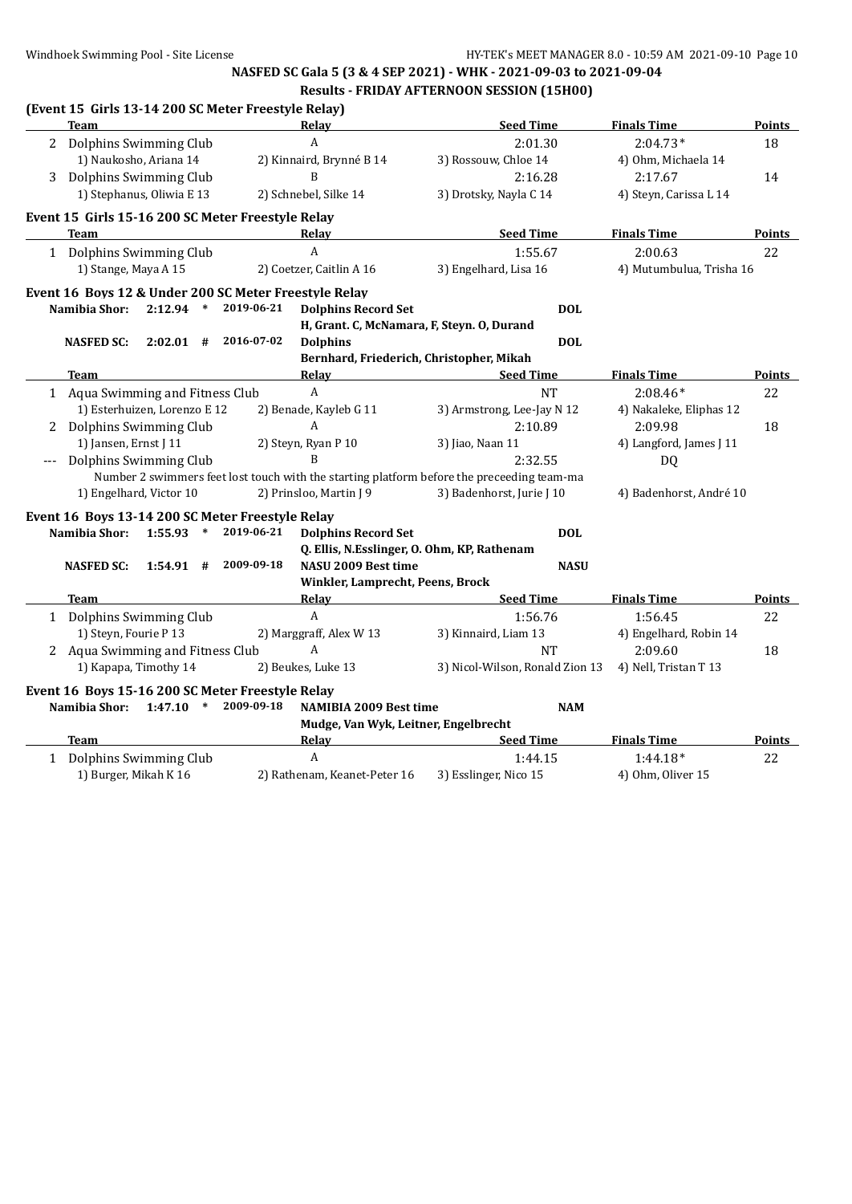**NASFED SC Gala 5 (3 & 4 SEP 2021) - WHK - 2021-09-03 to 2021-09-04**

**Results - FRIDAY AFTERNOON SESSION (15H00)**

### (Event 15 Girls 13-14 200 SC Meter Freestyle Relay)

| | Team | Relay | Seed Time | Finals Time | Points |
|---|---|---|---|---|---|
| 2 | Dolphins Swimming Club | A | 2:01.30 | 2:04.73* | 18 |
| | 1) Naukosho, Ariana 14 | 2) Kinnaird, Brynné B 14 | 3) Rossouw, Chloe 14 | 4) Ohm, Michaela 14 | |
| 3 | Dolphins Swimming Club | B | 2:16.28 | 2:17.67 | 14 |
| | 1) Stephanus, Oliwia E 13 | 2) Schnebel, Silke 14 | 3) Drotsky, Nayla C 14 | 4) Steyn, Carissa L 14 | |

### Event 15 Girls 15-16 200 SC Meter Freestyle Relay

| | Team | Relay | Seed Time | Finals Time | Points |
|---|---|---|---|---|---|
| 1 | Dolphins Swimming Club | A | 1:55.67 | 2:00.63 | 22 |
| | 1) Stange, Maya A 15 | 2) Coetzer, Caitlin A 16 | 3) Engelhard, Lisa 16 | 4) Mutumbulua, Trisha 16 | |

### Event 16 Boys 12 & Under 200 SC Meter Freestyle Relay

Namibia Shor: 2:12.94 * 2019-06-21 Dolphins Record Set DOL
H, Grant. C, McNamara, F, Steyn. O, Durand

NASFED SC: 2:02.01 # 2016-07-02 Dolphins DOL
Bernhard, Friederich, Christopher, Mikah

| | Team | Relay | Seed Time | Finals Time | Points |
|---|---|---|---|---|---|
| 1 | Aqua Swimming and Fitness Club | A | NT | 2:08.46* | 22 |
| | 1) Esterhuizen, Lorenzo E 12 | 2) Benade, Kayleb G 11 | 3) Armstrong, Lee-Jay N 12 | 4) Nakaleke, Eliphas 12 | |
| 2 | Dolphins Swimming Club | A | 2:10.89 | 2:09.98 | 18 |
| | 1) Jansen, Ernst J 11 | 2) Steyn, Ryan P 10 | 3) Jiao, Naan 11 | 4) Langford, James J 11 | |
| --- | Dolphins Swimming Club | B | 2:32.55 | DQ | |
| | Number 2 swimmers feet lost touch with the starting platform before the preceeding team-ma | | | | |
| | 1) Engelhard, Victor 10 | 2) Prinsloo, Martin J 9 | 3) Badenhorst, Jurie J 10 | 4) Badenhorst, André 10 | |

### Event 16 Boys 13-14 200 SC Meter Freestyle Relay

Namibia Shor: 1:55.93 * 2019-06-21 Dolphins Record Set DOL
Q. Ellis, N.Esslinger, O. Ohm, KP, Rathenam

NASFED SC: 1:54.91 # 2009-09-18 NASU 2009 Best time NASU
Winkler, Lamprecht, Peens, Brock

| | Team | Relay | Seed Time | Finals Time | Points |
|---|---|---|---|---|---|
| 1 | Dolphins Swimming Club | A | 1:56.76 | 1:56.45 | 22 |
| | 1) Steyn, Fourie P 13 | 2) Marggraff, Alex W 13 | 3) Kinnaird, Liam 13 | 4) Engelhard, Robin 14 | |
| 2 | Aqua Swimming and Fitness Club | A | NT | 2:09.60 | 18 |
| | 1) Kapapa, Timothy 14 | 2) Beukes, Luke 13 | 3) Nicol-Wilson, Ronald Zion 13 | 4) Nell, Tristan T 13 | |

### Event 16 Boys 15-16 200 SC Meter Freestyle Relay

Namibia Shor: 1:47.10 * 2009-09-18 NAMIBIA 2009 Best time NAM
Mudge, Van Wyk, Leitner, Engelbrecht

| | Team | Relay | Seed Time | Finals Time | Points |
|---|---|---|---|---|---|
| 1 | Dolphins Swimming Club | A | 1:44.15 | 1:44.18* | 22 |
| | 1) Burger, Mikah K 16 | 2) Rathenam, Keanet-Peter 16 | 3) Esslinger, Nico 15 | 4) Ohm, Oliver 15 | |